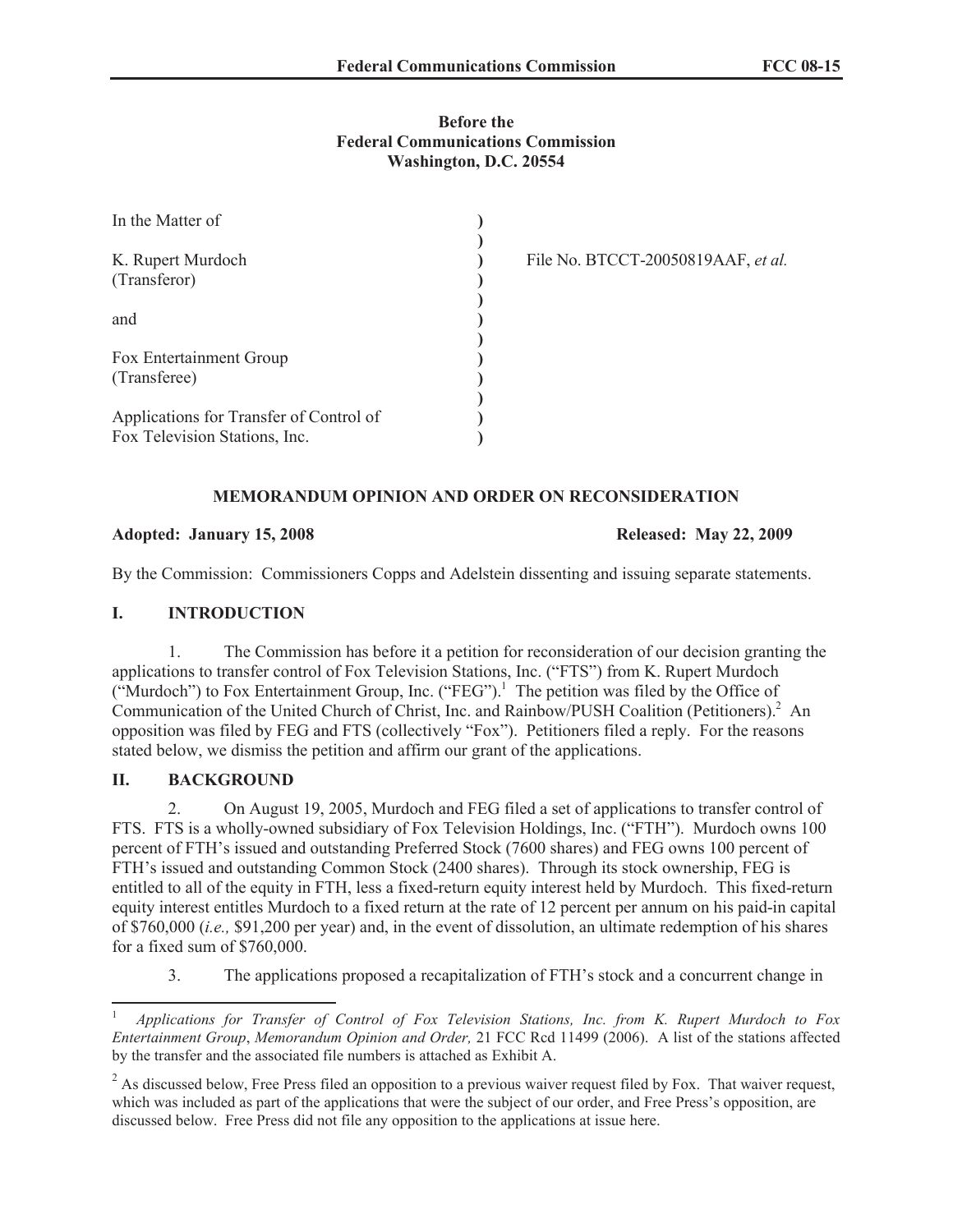**Before the**
**Federal Communications Commission**
**Washington, D.C. 20554**

| | | |
|---|---|---|
| In the Matter of | ) | |
| | ) | |
| K. Rupert Murdoch | ) | File No. BTCCT-20050819AAF, *et al.* |
| (Transferor) | ) | |
| | ) | |
| and | ) | |
| | ) | |
| Fox Entertainment Group | ) | |
| (Transferee) | ) | |
| | ) | |
| Applications for Transfer of Control of | ) | |
| Fox Television Stations, Inc. | ) | |

## MEMORANDUM OPINION AND ORDER ON RECONSIDERATION

**Adopted: January 15, 2008** **Released: May 22, 2009**

By the Commission: Commissioners Copps and Adelstein dissenting and issuing separate statements.

## I. INTRODUCTION

1. The Commission has before it a petition for reconsideration of our decision granting the applications to transfer control of Fox Television Stations, Inc. ("FTS") from K. Rupert Murdoch ("Murdoch") to Fox Entertainment Group, Inc. ("FEG").[1] The petition was filed by the Office of Communication of the United Church of Christ, Inc. and Rainbow/PUSH Coalition (Petitioners).[2] An opposition was filed by FEG and FTS (collectively "Fox"). Petitioners filed a reply. For the reasons stated below, we dismiss the petition and affirm our grant of the applications.

## II. BACKGROUND

2. On August 19, 2005, Murdoch and FEG filed a set of applications to transfer control of FTS. FTS is a wholly-owned subsidiary of Fox Television Holdings, Inc. ("FTH"). Murdoch owns 100 percent of FTH's issued and outstanding Preferred Stock (7600 shares) and FEG owns 100 percent of FTH's issued and outstanding Common Stock (2400 shares). Through its stock ownership, FEG is entitled to all of the equity in FTH, less a fixed-return equity interest held by Murdoch. This fixed-return equity interest entitles Murdoch to a fixed return at the rate of 12 percent per annum on his paid-in capital of \$760,000 (*i.e.,* \$91,200 per year) and, in the event of dissolution, an ultimate redemption of his shares for a fixed sum of \$760,000.

3. The applications proposed a recapitalization of FTH's stock and a concurrent change in

---

[1] *Applications for Transfer of Control of Fox Television Stations, Inc. from K. Rupert Murdoch to Fox Entertainment Group*, *Memorandum Opinion and Order,* 21 FCC Rcd 11499 (2006). A list of the stations affected by the transfer and the associated file numbers is attached as Exhibit A.

[2] As discussed below, Free Press filed an opposition to a previous waiver request filed by Fox. That waiver request, which was included as part of the applications that were the subject of our order, and Free Press's opposition, are discussed below. Free Press did not file any opposition to the applications at issue here.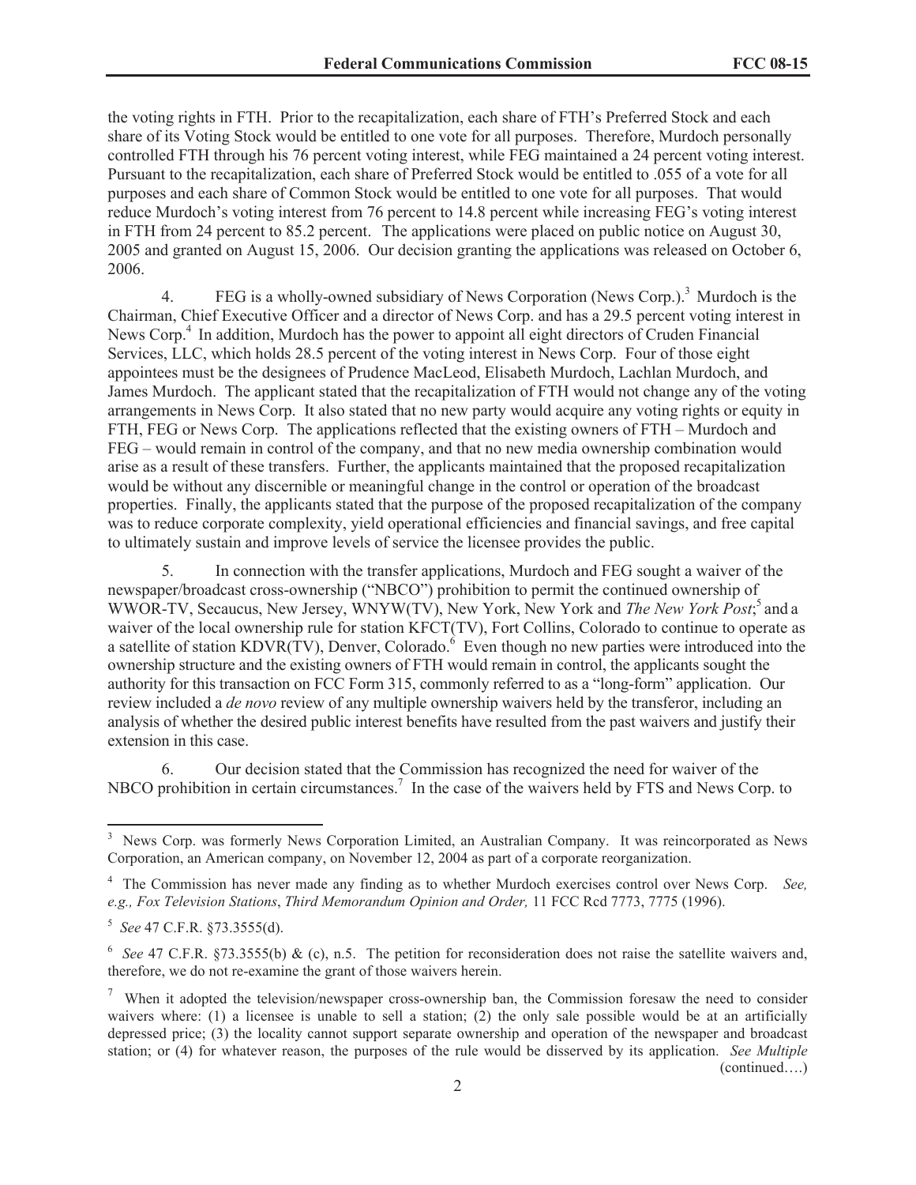the voting rights in FTH. Prior to the recapitalization, each share of FTH's Preferred Stock and each share of its Voting Stock would be entitled to one vote for all purposes. Therefore, Murdoch personally controlled FTH through his 76 percent voting interest, while FEG maintained a 24 percent voting interest. Pursuant to the recapitalization, each share of Preferred Stock would be entitled to .055 of a vote for all purposes and each share of Common Stock would be entitled to one vote for all purposes. That would reduce Murdoch's voting interest from 76 percent to 14.8 percent while increasing FEG's voting interest in FTH from 24 percent to 85.2 percent. The applications were placed on public notice on August 30, 2005 and granted on August 15, 2006. Our decision granting the applications was released on October 6, 2006.

4. FEG is a wholly-owned subsidiary of News Corporation (News Corp.).[3] Murdoch is the Chairman, Chief Executive Officer and a director of News Corp. and has a 29.5 percent voting interest in News Corp.[4] In addition, Murdoch has the power to appoint all eight directors of Cruden Financial Services, LLC, which holds 28.5 percent of the voting interest in News Corp. Four of those eight appointees must be the designees of Prudence MacLeod, Elisabeth Murdoch, Lachlan Murdoch, and James Murdoch. The applicant stated that the recapitalization of FTH would not change any of the voting arrangements in News Corp. It also stated that no new party would acquire any voting rights or equity in FTH, FEG or News Corp. The applications reflected that the existing owners of FTH – Murdoch and FEG – would remain in control of the company, and that no new media ownership combination would arise as a result of these transfers. Further, the applicants maintained that the proposed recapitalization would be without any discernible or meaningful change in the control or operation of the broadcast properties. Finally, the applicants stated that the purpose of the proposed recapitalization of the company was to reduce corporate complexity, yield operational efficiencies and financial savings, and free capital to ultimately sustain and improve levels of service the licensee provides the public.

5. In connection with the transfer applications, Murdoch and FEG sought a waiver of the newspaper/broadcast cross-ownership ("NBCO") prohibition to permit the continued ownership of WWOR-TV, Secaucus, New Jersey, WNYW(TV), New York, New York and *The New York Post*;[5] and a waiver of the local ownership rule for station KFCT(TV), Fort Collins, Colorado to continue to operate as a satellite of station KDVR(TV), Denver, Colorado.[6] Even though no new parties were introduced into the ownership structure and the existing owners of FTH would remain in control, the applicants sought the authority for this transaction on FCC Form 315, commonly referred to as a "long-form" application. Our review included a *de novo* review of any multiple ownership waivers held by the transferor, including an analysis of whether the desired public interest benefits have resulted from the past waivers and justify their extension in this case.

6. Our decision stated that the Commission has recognized the need for waiver of the NBCO prohibition in certain circumstances.[7] In the case of the waivers held by FTS and News Corp. to

---

[3] News Corp. was formerly News Corporation Limited, an Australian Company. It was reincorporated as News Corporation, an American company, on November 12, 2004 as part of a corporate reorganization.

[4] The Commission has never made any finding as to whether Murdoch exercises control over News Corp. *See, e.g., Fox Television Stations*, *Third Memorandum Opinion and Order,* 11 FCC Rcd 7773, 7775 (1996).

[5] *See* 47 C.F.R. §73.3555(d).

[6] *See* 47 C.F.R. §73.3555(b) & (c), n.5. The petition for reconsideration does not raise the satellite waivers and, therefore, we do not re-examine the grant of those waivers herein.

[7] When it adopted the television/newspaper cross-ownership ban, the Commission foresaw the need to consider waivers where: (1) a licensee is unable to sell a station; (2) the only sale possible would be at an artificially depressed price; (3) the locality cannot support separate ownership and operation of the newspaper and broadcast station; or (4) for whatever reason, the purposes of the rule would be disserved by its application. *See Multiple* (continued….)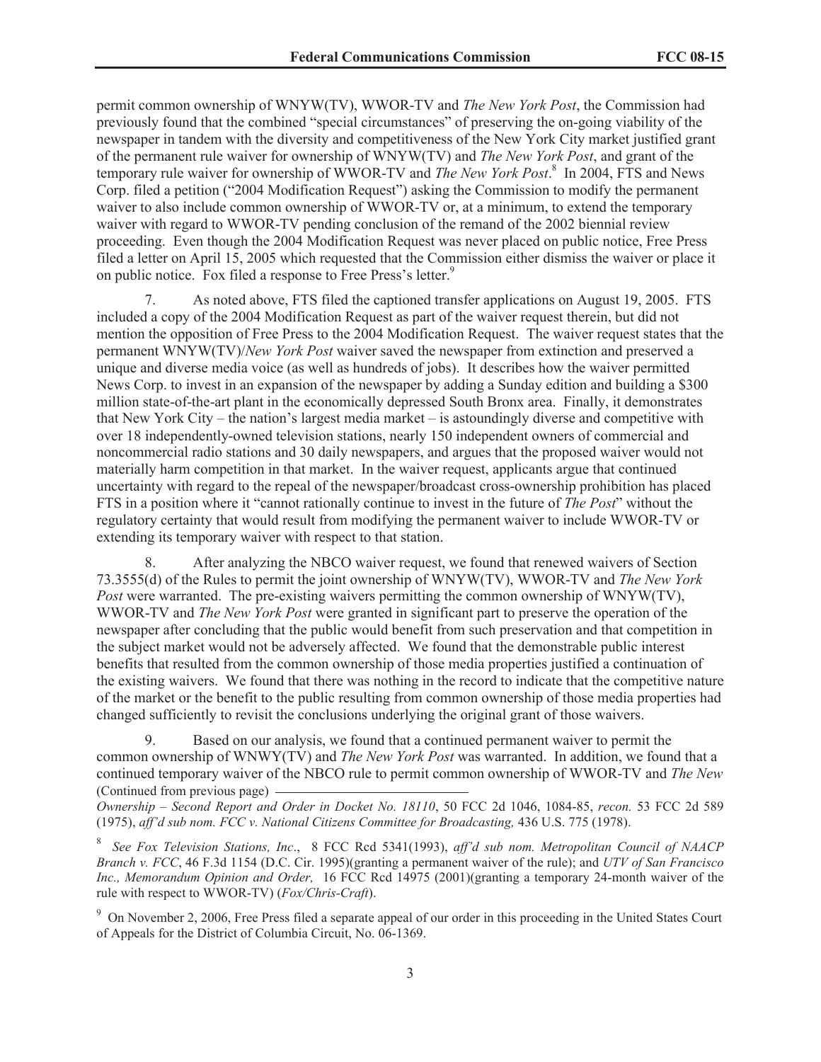permit common ownership of WNYW(TV), WWOR-TV and *The New York Post*, the Commission had previously found that the combined "special circumstances" of preserving the on-going viability of the newspaper in tandem with the diversity and competitiveness of the New York City market justified grant of the permanent rule waiver for ownership of WNYW(TV) and *The New York Post*, and grant of the temporary rule waiver for ownership of WWOR-TV and *The New York Post*.[8] In 2004, FTS and News Corp. filed a petition ("2004 Modification Request") asking the Commission to modify the permanent waiver to also include common ownership of WWOR-TV or, at a minimum, to extend the temporary waiver with regard to WWOR-TV pending conclusion of the remand of the 2002 biennial review proceeding. Even though the 2004 Modification Request was never placed on public notice, Free Press filed a letter on April 15, 2005 which requested that the Commission either dismiss the waiver or place it on public notice. Fox filed a response to Free Press's letter.[9]

7. As noted above, FTS filed the captioned transfer applications on August 19, 2005. FTS included a copy of the 2004 Modification Request as part of the waiver request therein, but did not mention the opposition of Free Press to the 2004 Modification Request. The waiver request states that the permanent WNYW(TV)/*New York Post* waiver saved the newspaper from extinction and preserved a unique and diverse media voice (as well as hundreds of jobs). It describes how the waiver permitted News Corp. to invest in an expansion of the newspaper by adding a Sunday edition and building a $300 million state-of-the-art plant in the economically depressed South Bronx area. Finally, it demonstrates that New York City – the nation's largest media market – is astoundingly diverse and competitive with over 18 independently-owned television stations, nearly 150 independent owners of commercial and noncommercial radio stations and 30 daily newspapers, and argues that the proposed waiver would not materially harm competition in that market. In the waiver request, applicants argue that continued uncertainty with regard to the repeal of the newspaper/broadcast cross-ownership prohibition has placed FTS in a position where it "cannot rationally continue to invest in the future of *The Post*" without the regulatory certainty that would result from modifying the permanent waiver to include WWOR-TV or extending its temporary waiver with respect to that station.

8. After analyzing the NBCO waiver request, we found that renewed waivers of Section 73.3555(d) of the Rules to permit the joint ownership of WNYW(TV), WWOR-TV and *The New York Post* were warranted. The pre-existing waivers permitting the common ownership of WNYW(TV), WWOR-TV and *The New York Post* were granted in significant part to preserve the operation of the newspaper after concluding that the public would benefit from such preservation and that competition in the subject market would not be adversely affected. We found that the demonstrable public interest benefits that resulted from the common ownership of those media properties justified a continuation of the existing waivers. We found that there was nothing in the record to indicate that the competitive nature of the market or the benefit to the public resulting from common ownership of those media properties had changed sufficiently to revisit the conclusions underlying the original grant of those waivers.

9. Based on our analysis, we found that a continued permanent waiver to permit the common ownership of WNWY(TV) and *The New York Post* was warranted. In addition, we found that a continued temporary waiver of the NBCO rule to permit common ownership of WWOR-TV and *The New*

(Continued from previous page)

*Ownership – Second Report and Order in Docket No. 18110*, 50 FCC 2d 1046, 1084-85, *recon.* 53 FCC 2d 589 (1975), *aff'd sub nom. FCC v. National Citizens Committee for Broadcasting,* 436 U.S. 775 (1978).

[8] *See Fox Television Stations, Inc*., 8 FCC Rcd 5341(1993), *aff'd sub nom. Metropolitan Council of NAACP Branch v. FCC*, 46 F.3d 1154 (D.C. Cir. 1995)(granting a permanent waiver of the rule); and *UTV of San Francisco Inc., Memorandum Opinion and Order,* 16 FCC Rcd 14975 (2001)(granting a temporary 24-month waiver of the rule with respect to WWOR-TV) (*Fox/Chris-Craft*).

[9] On November 2, 2006, Free Press filed a separate appeal of our order in this proceeding in the United States Court of Appeals for the District of Columbia Circuit, No. 06-1369.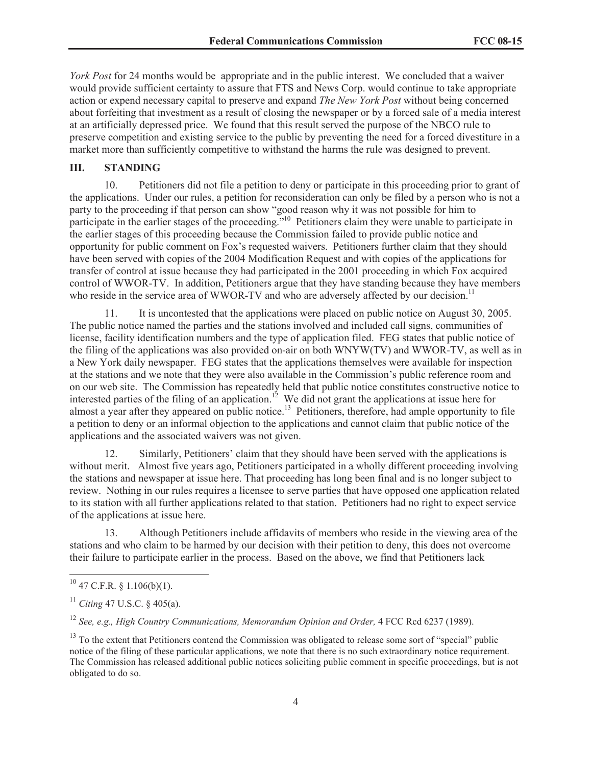*York Post* for 24 months would be appropriate and in the public interest. We concluded that a waiver would provide sufficient certainty to assure that FTS and News Corp. would continue to take appropriate action or expend necessary capital to preserve and expand *The New York Post* without being concerned about forfeiting that investment as a result of closing the newspaper or by a forced sale of a media interest at an artificially depressed price. We found that this result served the purpose of the NBCO rule to preserve competition and existing service to the public by preventing the need for a forced divestiture in a market more than sufficiently competitive to withstand the harms the rule was designed to prevent.

## III. STANDING

10. Petitioners did not file a petition to deny or participate in this proceeding prior to grant of the applications. Under our rules, a petition for reconsideration can only be filed by a person who is not a party to the proceeding if that person can show "good reason why it was not possible for him to participate in the earlier stages of the proceeding."[10] Petitioners claim they were unable to participate in the earlier stages of this proceeding because the Commission failed to provide public notice and opportunity for public comment on Fox's requested waivers. Petitioners further claim that they should have been served with copies of the 2004 Modification Request and with copies of the applications for transfer of control at issue because they had participated in the 2001 proceeding in which Fox acquired control of WWOR-TV. In addition, Petitioners argue that they have standing because they have members who reside in the service area of WWOR-TV and who are adversely affected by our decision.[11]

11. It is uncontested that the applications were placed on public notice on August 30, 2005. The public notice named the parties and the stations involved and included call signs, communities of license, facility identification numbers and the type of application filed. FEG states that public notice of the filing of the applications was also provided on-air on both WNYW(TV) and WWOR-TV, as well as in a New York daily newspaper. FEG states that the applications themselves were available for inspection at the stations and we note that they were also available in the Commission's public reference room and on our web site. The Commission has repeatedly held that public notice constitutes constructive notice to interested parties of the filing of an application.[12] We did not grant the applications at issue here for almost a year after they appeared on public notice.[13] Petitioners, therefore, had ample opportunity to file a petition to deny or an informal objection to the applications and cannot claim that public notice of the applications and the associated waivers was not given.

12. Similarly, Petitioners' claim that they should have been served with the applications is without merit. Almost five years ago, Petitioners participated in a wholly different proceeding involving the stations and newspaper at issue here. That proceeding has long been final and is no longer subject to review. Nothing in our rules requires a licensee to serve parties that have opposed one application related to its station with all further applications related to that station. Petitioners had no right to expect service of the applications at issue here.

13. Although Petitioners include affidavits of members who reside in the viewing area of the stations and who claim to be harmed by our decision with their petition to deny, this does not overcome their failure to participate earlier in the process. Based on the above, we find that Petitioners lack

---

[10] 47 C.F.R. § 1.106(b)(1).

[11] *Citing* 47 U.S.C. § 405(a).

[12] *See, e.g., High Country Communications, Memorandum Opinion and Order,* 4 FCC Rcd 6237 (1989).

[13] To the extent that Petitioners contend the Commission was obligated to release some sort of "special" public notice of the filing of these particular applications, we note that there is no such extraordinary notice requirement. The Commission has released additional public notices soliciting public comment in specific proceedings, but is not obligated to do so.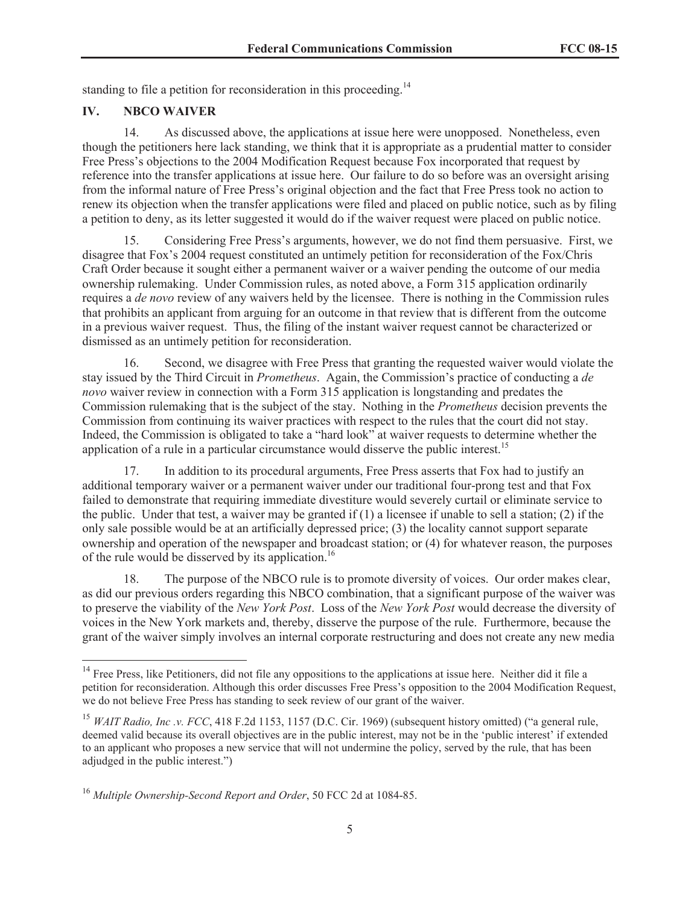standing to file a petition for reconsideration in this proceeding.[14]

## IV. NBCO WAIVER

14. As discussed above, the applications at issue here were unopposed. Nonetheless, even though the petitioners here lack standing, we think that it is appropriate as a prudential matter to consider Free Press's objections to the 2004 Modification Request because Fox incorporated that request by reference into the transfer applications at issue here. Our failure to do so before was an oversight arising from the informal nature of Free Press's original objection and the fact that Free Press took no action to renew its objection when the transfer applications were filed and placed on public notice, such as by filing a petition to deny, as its letter suggested it would do if the waiver request were placed on public notice.

15. Considering Free Press's arguments, however, we do not find them persuasive. First, we disagree that Fox's 2004 request constituted an untimely petition for reconsideration of the Fox/Chris Craft Order because it sought either a permanent waiver or a waiver pending the outcome of our media ownership rulemaking. Under Commission rules, as noted above, a Form 315 application ordinarily requires a *de novo* review of any waivers held by the licensee. There is nothing in the Commission rules that prohibits an applicant from arguing for an outcome in that review that is different from the outcome in a previous waiver request. Thus, the filing of the instant waiver request cannot be characterized or dismissed as an untimely petition for reconsideration.

16. Second, we disagree with Free Press that granting the requested waiver would violate the stay issued by the Third Circuit in *Prometheus*. Again, the Commission's practice of conducting a *de novo* waiver review in connection with a Form 315 application is longstanding and predates the Commission rulemaking that is the subject of the stay. Nothing in the *Prometheus* decision prevents the Commission from continuing its waiver practices with respect to the rules that the court did not stay. Indeed, the Commission is obligated to take a "hard look" at waiver requests to determine whether the application of a rule in a particular circumstance would disserve the public interest.[15]

17. In addition to its procedural arguments, Free Press asserts that Fox had to justify an additional temporary waiver or a permanent waiver under our traditional four-prong test and that Fox failed to demonstrate that requiring immediate divestiture would severely curtail or eliminate service to the public. Under that test, a waiver may be granted if (1) a licensee if unable to sell a station; (2) if the only sale possible would be at an artificially depressed price; (3) the locality cannot support separate ownership and operation of the newspaper and broadcast station; or (4) for whatever reason, the purposes of the rule would be disserved by its application.[16]

18. The purpose of the NBCO rule is to promote diversity of voices. Our order makes clear, as did our previous orders regarding this NBCO combination, that a significant purpose of the waiver was to preserve the viability of the *New York Post*. Loss of the *New York Post* would decrease the diversity of voices in the New York markets and, thereby, disserve the purpose of the rule. Furthermore, because the grant of the waiver simply involves an internal corporate restructuring and does not create any new media

---

[14] Free Press, like Petitioners, did not file any oppositions to the applications at issue here. Neither did it file a petition for reconsideration. Although this order discusses Free Press's opposition to the 2004 Modification Request, we do not believe Free Press has standing to seek review of our grant of the waiver.

[15] *WAIT Radio, Inc .v. FCC*, 418 F.2d 1153, 1157 (D.C. Cir. 1969) (subsequent history omitted) ("a general rule, deemed valid because its overall objectives are in the public interest, may not be in the 'public interest' if extended to an applicant who proposes a new service that will not undermine the policy, served by the rule, that has been adjudged in the public interest.")

[16] *Multiple Ownership-Second Report and Order*, 50 FCC 2d at 1084-85.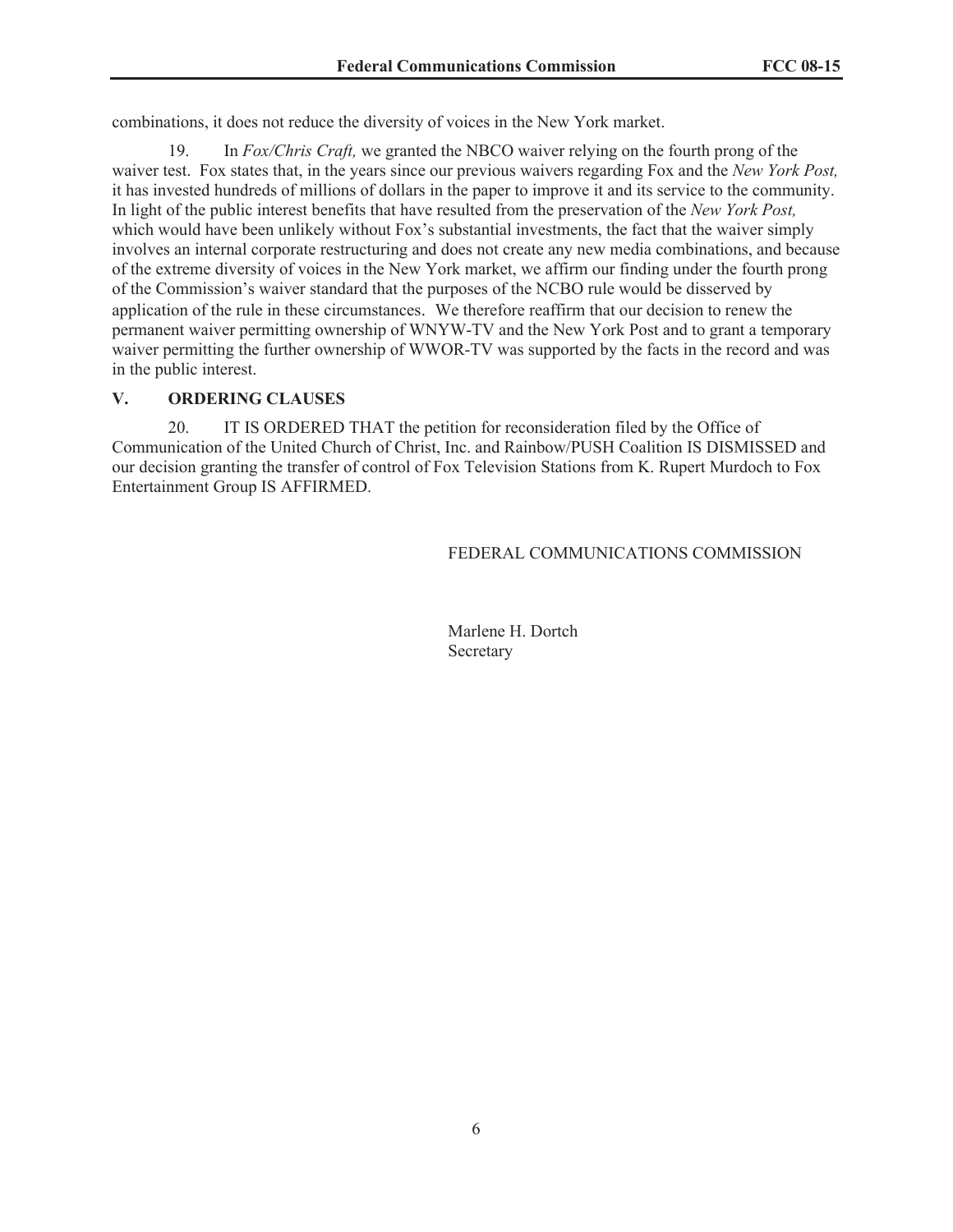combinations, it does not reduce the diversity of voices in the New York market.

19. In *Fox/Chris Craft,* we granted the NBCO waiver relying on the fourth prong of the waiver test. Fox states that, in the years since our previous waivers regarding Fox and the *New York Post,* it has invested hundreds of millions of dollars in the paper to improve it and its service to the community. In light of the public interest benefits that have resulted from the preservation of the *New York Post,* which would have been unlikely without Fox's substantial investments, the fact that the waiver simply involves an internal corporate restructuring and does not create any new media combinations, and because of the extreme diversity of voices in the New York market, we affirm our finding under the fourth prong of the Commission's waiver standard that the purposes of the NCBO rule would be disserved by application of the rule in these circumstances. We therefore reaffirm that our decision to renew the permanent waiver permitting ownership of WNYW-TV and the New York Post and to grant a temporary waiver permitting the further ownership of WWOR-TV was supported by the facts in the record and was in the public interest.

## V. ORDERING CLAUSES

20. IT IS ORDERED THAT the petition for reconsideration filed by the Office of Communication of the United Church of Christ, Inc. and Rainbow/PUSH Coalition IS DISMISSED and our decision granting the transfer of control of Fox Television Stations from K. Rupert Murdoch to Fox Entertainment Group IS AFFIRMED.

FEDERAL COMMUNICATIONS COMMISSION

Marlene H. Dortch
Secretary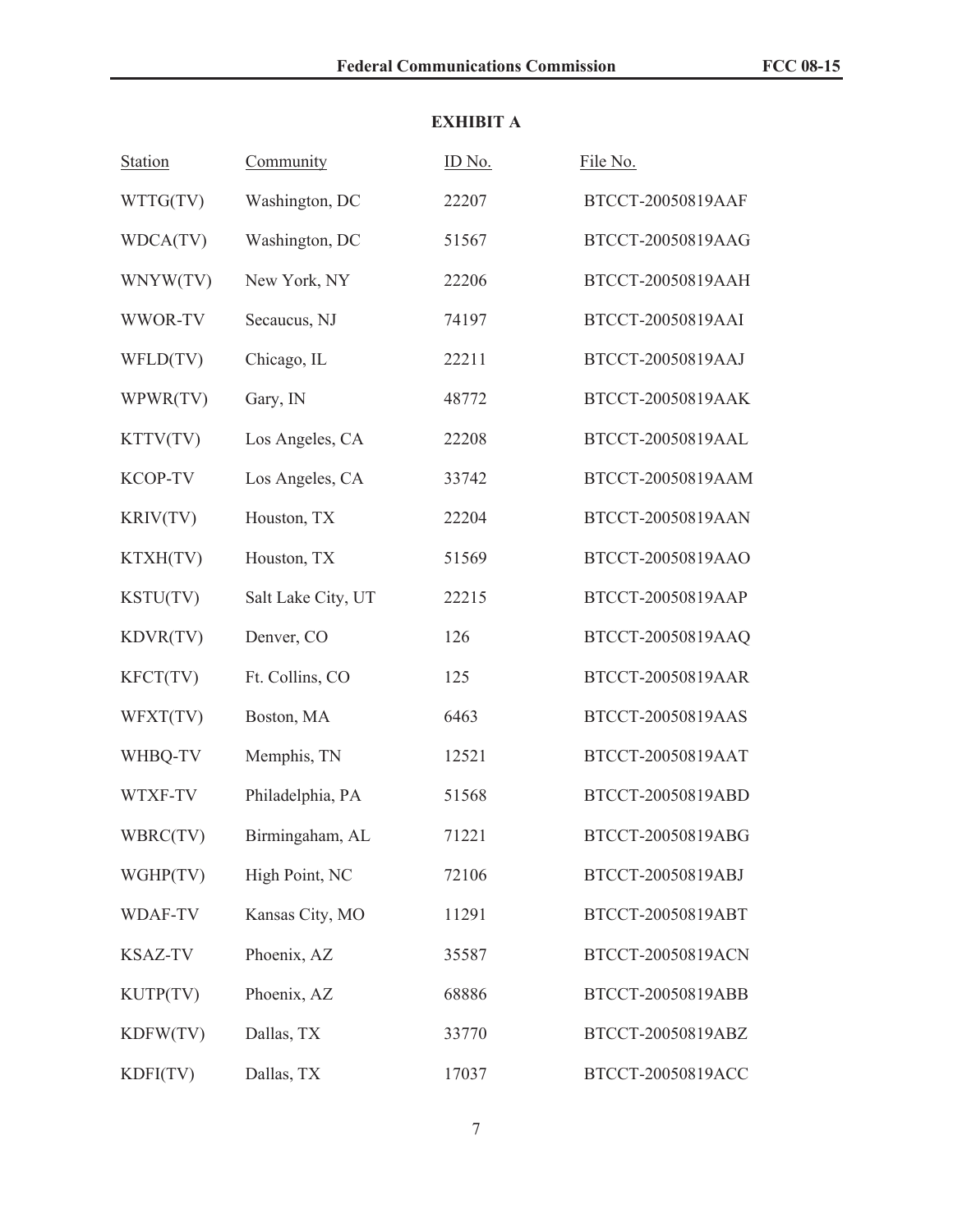**EXHIBIT A**

| Station | Community | ID No. | File No. |
|---|---|---|---|
| WTTG(TV) | Washington, DC | 22207 | BTCCT-20050819AAF |
| WDCA(TV) | Washington, DC | 51567 | BTCCT-20050819AAG |
| WNYW(TV) | New York, NY | 22206 | BTCCT-20050819AAH |
| WWOR-TV | Secaucus, NJ | 74197 | BTCCT-20050819AAI |
| WFLD(TV) | Chicago, IL | 22211 | BTCCT-20050819AAJ |
| WPWR(TV) | Gary, IN | 48772 | BTCCT-20050819AAK |
| KTTV(TV) | Los Angeles, CA | 22208 | BTCCT-20050819AAL |
| KCOP-TV | Los Angeles, CA | 33742 | BTCCT-20050819AAM |
| KRIV(TV) | Houston, TX | 22204 | BTCCT-20050819AAN |
| KTXH(TV) | Houston, TX | 51569 | BTCCT-20050819AAO |
| KSTU(TV) | Salt Lake City, UT | 22215 | BTCCT-20050819AAP |
| KDVR(TV) | Denver, CO | 126 | BTCCT-20050819AAQ |
| KFCT(TV) | Ft. Collins, CO | 125 | BTCCT-20050819AAR |
| WFXT(TV) | Boston, MA | 6463 | BTCCT-20050819AAS |
| WHBQ-TV | Memphis, TN | 12521 | BTCCT-20050819AAT |
| WTXF-TV | Philadelphia, PA | 51568 | BTCCT-20050819ABD |
| WBRC(TV) | Birmingaham, AL | 71221 | BTCCT-20050819ABG |
| WGHP(TV) | High Point, NC | 72106 | BTCCT-20050819ABJ |
| WDAF-TV | Kansas City, MO | 11291 | BTCCT-20050819ABT |
| KSAZ-TV | Phoenix, AZ | 35587 | BTCCT-20050819ACN |
| KUTP(TV) | Phoenix, AZ | 68886 | BTCCT-20050819ABB |
| KDFW(TV) | Dallas, TX | 33770 | BTCCT-20050819ABZ |
| KDFI(TV) | Dallas, TX | 17037 | BTCCT-20050819ACC |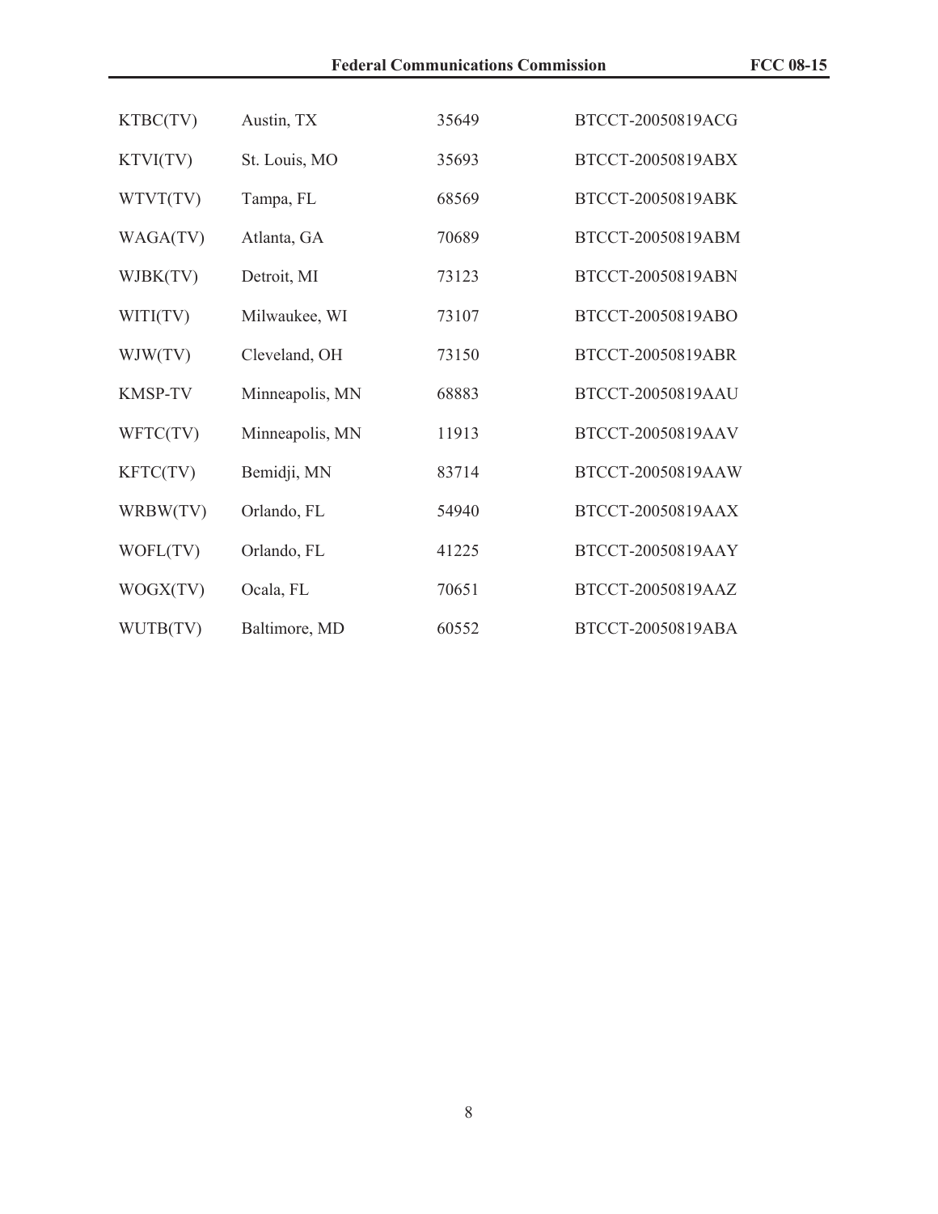| | | | |
|---|---|---|---|
| KTBC(TV) | Austin, TX | 35649 | BTCCT-20050819ACG |
| KTVI(TV) | St. Louis, MO | 35693 | BTCCT-20050819ABX |
| WTVT(TV) | Tampa, FL | 68569 | BTCCT-20050819ABK |
| WAGA(TV) | Atlanta, GA | 70689 | BTCCT-20050819ABM |
| WJBK(TV) | Detroit, MI | 73123 | BTCCT-20050819ABN |
| WITI(TV) | Milwaukee, WI | 73107 | BTCCT-20050819ABO |
| WJW(TV) | Cleveland, OH | 73150 | BTCCT-20050819ABR |
| KMSP-TV | Minneapolis, MN | 68883 | BTCCT-20050819AAU |
| WFTC(TV) | Minneapolis, MN | 11913 | BTCCT-20050819AAV |
| KFTC(TV) | Bemidji, MN | 83714 | BTCCT-20050819AAW |
| WRBW(TV) | Orlando, FL | 54940 | BTCCT-20050819AAX |
| WOFL(TV) | Orlando, FL | 41225 | BTCCT-20050819AAY |
| WOGX(TV) | Ocala, FL | 70651 | BTCCT-20050819AAZ |
| WUTB(TV) | Baltimore, MD | 60552 | BTCCT-20050819ABA |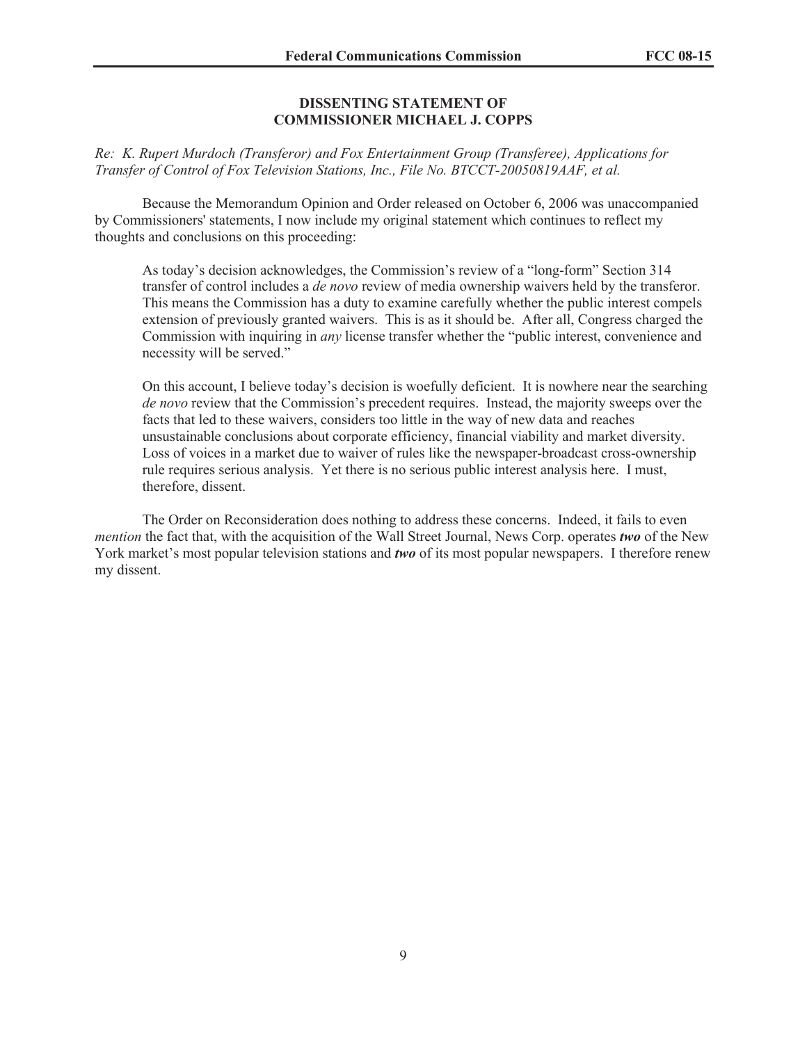## DISSENTING STATEMENT OF COMMISSIONER MICHAEL J. COPPS

*Re: K. Rupert Murdoch (Transferor) and Fox Entertainment Group (Transferee), Applications for Transfer of Control of Fox Television Stations, Inc., File No. BTCCT-20050819AAF, et al.*

Because the Memorandum Opinion and Order released on October 6, 2006 was unaccompanied by Commissioners' statements, I now include my original statement which continues to reflect my thoughts and conclusions on this proceeding:

> As today's decision acknowledges, the Commission's review of a "long-form" Section 314 transfer of control includes a *de novo* review of media ownership waivers held by the transferor. This means the Commission has a duty to examine carefully whether the public interest compels extension of previously granted waivers. This is as it should be. After all, Congress charged the Commission with inquiring in *any* license transfer whether the "public interest, convenience and necessity will be served."
>
> On this account, I believe today's decision is woefully deficient. It is nowhere near the searching *de novo* review that the Commission's precedent requires. Instead, the majority sweeps over the facts that led to these waivers, considers too little in the way of new data and reaches unsustainable conclusions about corporate efficiency, financial viability and market diversity. Loss of voices in a market due to waiver of rules like the newspaper-broadcast cross-ownership rule requires serious analysis. Yet there is no serious public interest analysis here. I must, therefore, dissent.

The Order on Reconsideration does nothing to address these concerns. Indeed, it fails to even *mention* the fact that, with the acquisition of the Wall Street Journal, News Corp. operates ***two*** of the New York market's most popular television stations and ***two*** of its most popular newspapers. I therefore renew my dissent.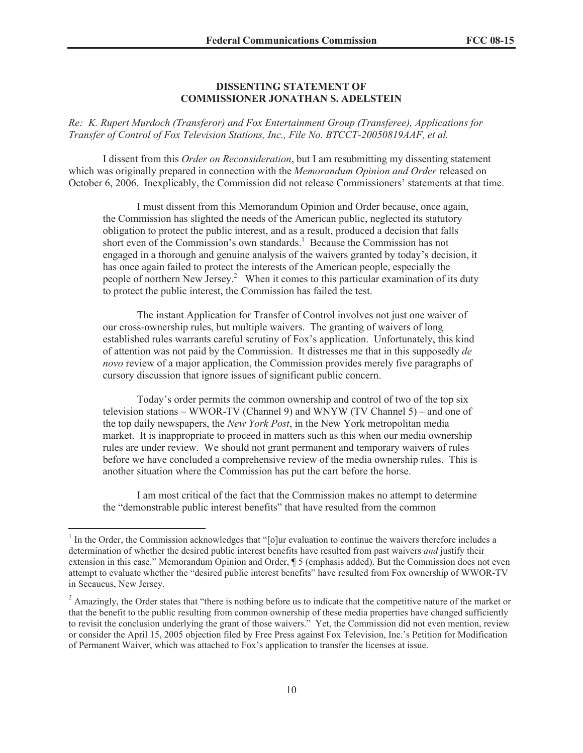**DISSENTING STATEMENT OF**
**COMMISSIONER JONATHAN S. ADELSTEIN**

*Re: K. Rupert Murdoch (Transferor) and Fox Entertainment Group (Transferee), Applications for Transfer of Control of Fox Television Stations, Inc., File No. BTCCT-20050819AAF, et al.*

I dissent from this *Order on Reconsideration*, but I am resubmitting my dissenting statement which was originally prepared in connection with the *Memorandum Opinion and Order* released on October 6, 2006. Inexplicably, the Commission did not release Commissioners' statements at that time.

> I must dissent from this Memorandum Opinion and Order because, once again, the Commission has slighted the needs of the American public, neglected its statutory obligation to protect the public interest, and as a result, produced a decision that falls short even of the Commission's own standards.[1] Because the Commission has not engaged in a thorough and genuine analysis of the waivers granted by today's decision, it has once again failed to protect the interests of the American people, especially the people of northern New Jersey.[2] When it comes to this particular examination of its duty to protect the public interest, the Commission has failed the test.
>
> The instant Application for Transfer of Control involves not just one waiver of our cross-ownership rules, but multiple waivers. The granting of waivers of long established rules warrants careful scrutiny of Fox's application. Unfortunately, this kind of attention was not paid by the Commission. It distresses me that in this supposedly *de novo* review of a major application, the Commission provides merely five paragraphs of cursory discussion that ignore issues of significant public concern.
>
> Today's order permits the common ownership and control of two of the top six television stations – WWOR-TV (Channel 9) and WNYW (TV Channel 5) – and one of the top daily newspapers, the *New York Post*, in the New York metropolitan media market. It is inappropriate to proceed in matters such as this when our media ownership rules are under review. We should not grant permanent and temporary waivers of rules before we have concluded a comprehensive review of the media ownership rules. This is another situation where the Commission has put the cart before the horse.
>
> I am most critical of the fact that the Commission makes no attempt to determine the "demonstrable public interest benefits" that have resulted from the common

[1] In the Order, the Commission acknowledges that "[o]ur evaluation to continue the waivers therefore includes a determination of whether the desired public interest benefits have resulted from past waivers *and* justify their extension in this case." Memorandum Opinion and Order, ¶ 5 (emphasis added). But the Commission does not even attempt to evaluate whether the "desired public interest benefits" have resulted from Fox ownership of WWOR-TV in Secaucus, New Jersey.

[2] Amazingly, the Order states that "there is nothing before us to indicate that the competitive nature of the market or that the benefit to the public resulting from common ownership of these media properties have changed sufficiently to revisit the conclusion underlying the grant of those waivers." Yet, the Commission did not even mention, review or consider the April 15, 2005 objection filed by Free Press against Fox Television, Inc.'s Petition for Modification of Permanent Waiver, which was attached to Fox's application to transfer the licenses at issue.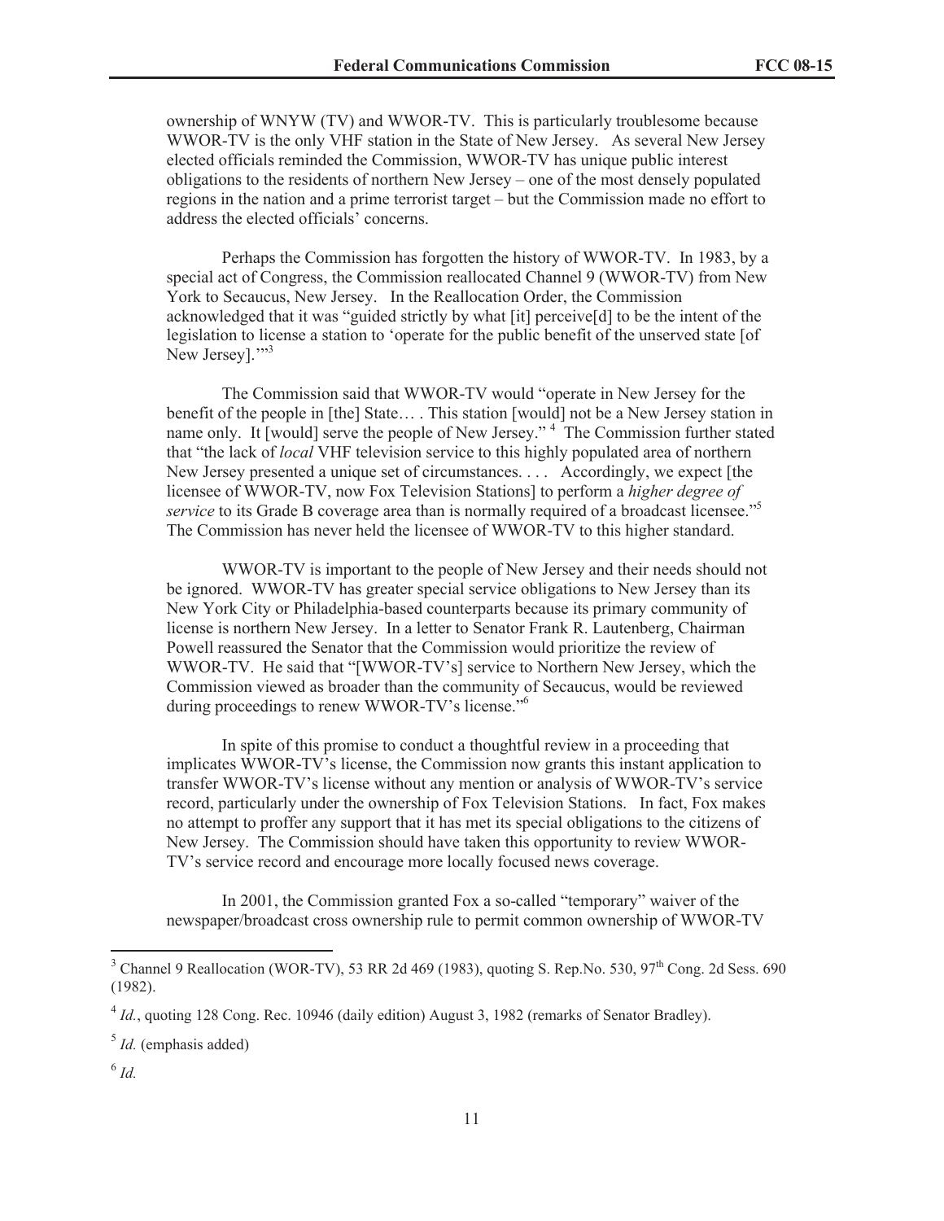ownership of WNYW (TV) and WWOR-TV. This is particularly troublesome because WWOR-TV is the only VHF station in the State of New Jersey. As several New Jersey elected officials reminded the Commission, WWOR-TV has unique public interest obligations to the residents of northern New Jersey – one of the most densely populated regions in the nation and a prime terrorist target – but the Commission made no effort to address the elected officials' concerns.

Perhaps the Commission has forgotten the history of WWOR-TV. In 1983, by a special act of Congress, the Commission reallocated Channel 9 (WWOR-TV) from New York to Secaucus, New Jersey. In the Reallocation Order, the Commission acknowledged that it was "guided strictly by what [it] perceive[d] to be the intent of the legislation to license a station to 'operate for the public benefit of the unserved state [of New Jersey].'"[3]

The Commission said that WWOR-TV would "operate in New Jersey for the benefit of the people in [the] State… . This station [would] not be a New Jersey station in name only. It [would] serve the people of New Jersey."[4] The Commission further stated that "the lack of *local* VHF television service to this highly populated area of northern New Jersey presented a unique set of circumstances. . . . Accordingly, we expect [the licensee of WWOR-TV, now Fox Television Stations] to perform a *higher degree of service* to its Grade B coverage area than is normally required of a broadcast licensee."[5] The Commission has never held the licensee of WWOR-TV to this higher standard.

WWOR-TV is important to the people of New Jersey and their needs should not be ignored. WWOR-TV has greater special service obligations to New Jersey than its New York City or Philadelphia-based counterparts because its primary community of license is northern New Jersey. In a letter to Senator Frank R. Lautenberg, Chairman Powell reassured the Senator that the Commission would prioritize the review of WWOR-TV. He said that "[WWOR-TV's] service to Northern New Jersey, which the Commission viewed as broader than the community of Secaucus, would be reviewed during proceedings to renew WWOR-TV's license."[6]

In spite of this promise to conduct a thoughtful review in a proceeding that implicates WWOR-TV's license, the Commission now grants this instant application to transfer WWOR-TV's license without any mention or analysis of WWOR-TV's service record, particularly under the ownership of Fox Television Stations. In fact, Fox makes no attempt to proffer any support that it has met its special obligations to the citizens of New Jersey. The Commission should have taken this opportunity to review WWOR-TV's service record and encourage more locally focused news coverage.

In 2001, the Commission granted Fox a so-called "temporary" waiver of the newspaper/broadcast cross ownership rule to permit common ownership of WWOR-TV

---

[3] Channel 9 Reallocation (WOR-TV), 53 RR 2d 469 (1983), quoting S. Rep.No. 530, 97th Cong. 2d Sess. 690 (1982).

[4] *Id.*, quoting 128 Cong. Rec. 10946 (daily edition) August 3, 1982 (remarks of Senator Bradley).

[5] *Id.* (emphasis added)

[6] *Id.*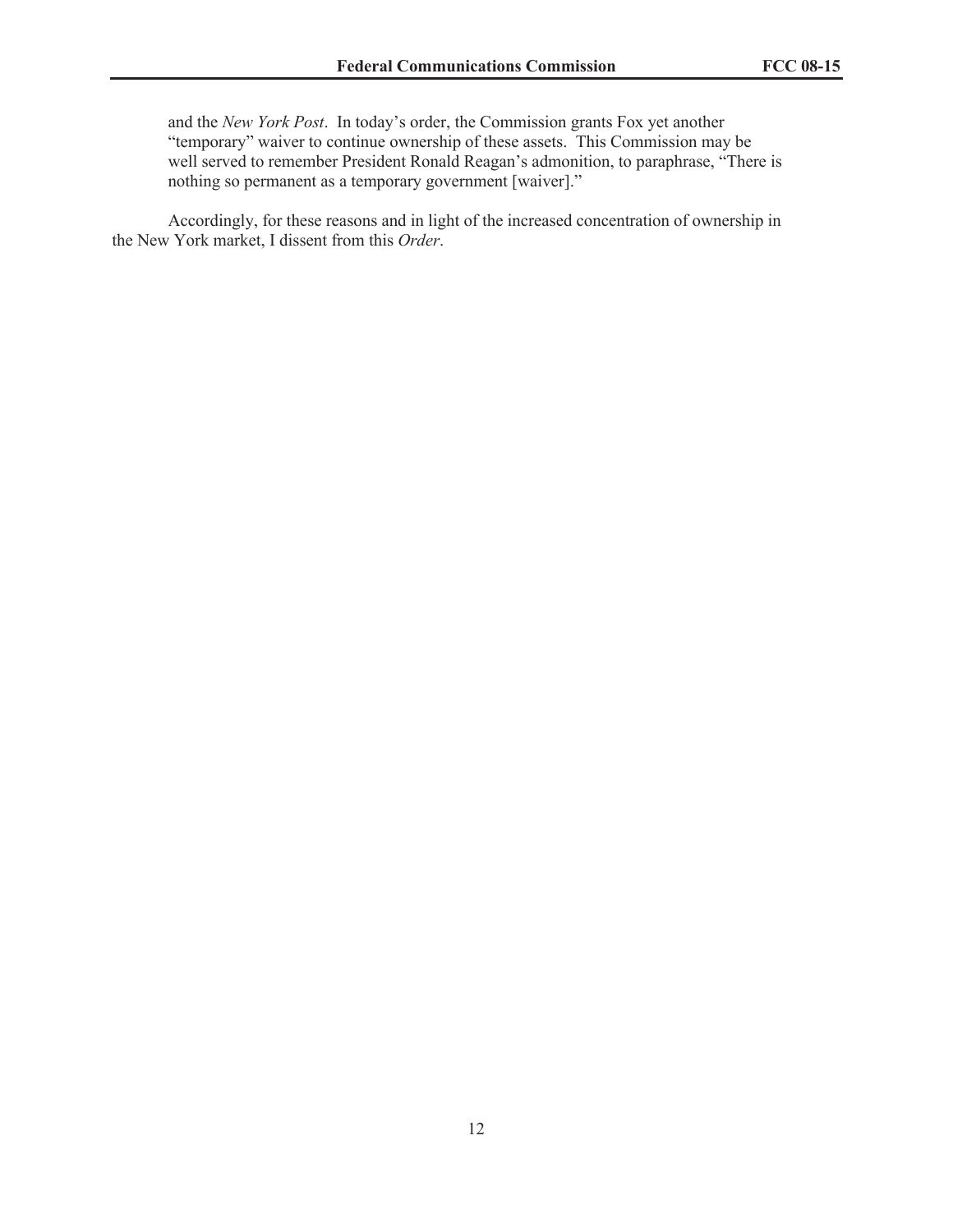and the *New York Post*. In today's order, the Commission grants Fox yet another "temporary" waiver to continue ownership of these assets. This Commission may be well served to remember President Ronald Reagan's admonition, to paraphrase, "There is nothing so permanent as a temporary government [waiver]."

Accordingly, for these reasons and in light of the increased concentration of ownership in the New York market, I dissent from this *Order*.